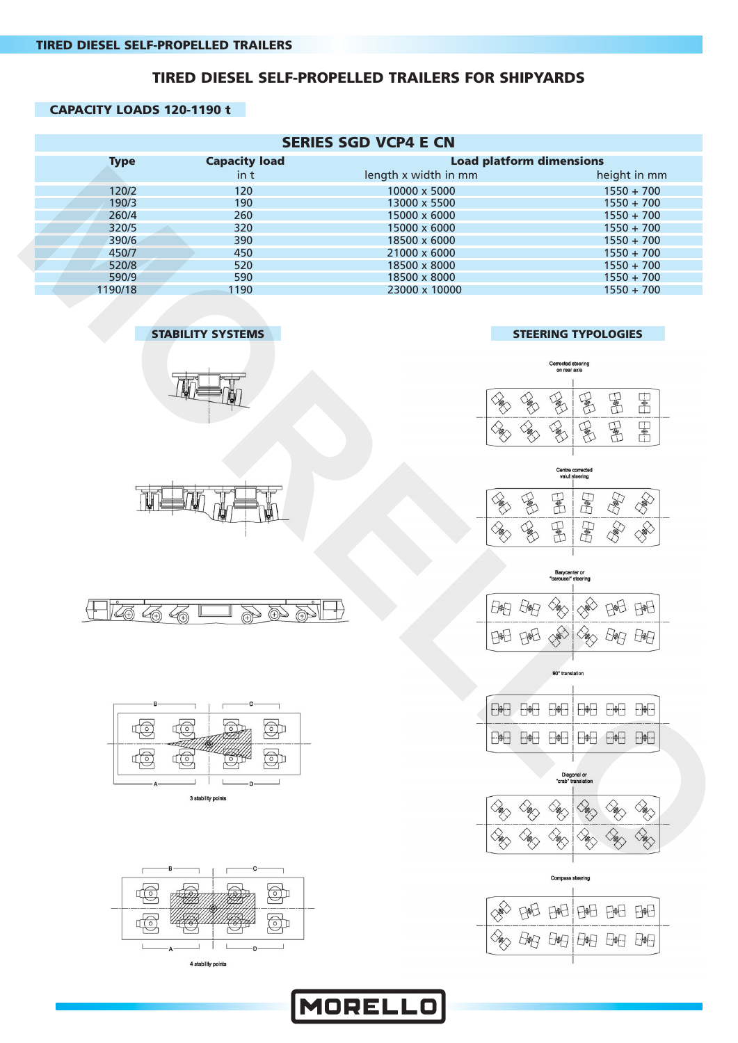# TIRED DIESEL SELF-PROPELLED TRAILERS FOR SHIPYARDS

## CAPACITY LOADS 120-1190 t

### SERIES SGD VCP4 E CN

| Type | Capacity load in t | Load platform dimensions length x width in mm | height in mm |
|---|---|---|---|
| 120/2 | 120 | 10000 x 5000 | 1550 + 700 |
| 190/3 | 190 | 13000 x 5500 | 1550 + 700 |
| 260/4 | 260 | 15000 x 6000 | 1550 + 700 |
| 320/5 | 320 | 15000 x 6000 | 1550 + 700 |
| 390/6 | 390 | 18500 x 6000 | 1550 + 700 |
| 450/7 | 450 | 21000 x 6000 | 1550 + 700 |
| 520/8 | 520 | 18500 x 8000 | 1550 + 700 |
| 590/9 | 590 | 18500 x 8000 | 1550 + 700 |
| 1190/18 | 1190 | 23000 x 10000 | 1550 + 700 |

## STABILITY SYSTEMS

3 stability points

4 stability points

## STEERING TYPOLOGIES

Corrected steering on rear axle

Centre corrected valut steering

Barycenter or "carousel" steering

90° translation

Diagonal or "crab" translation

Compass steering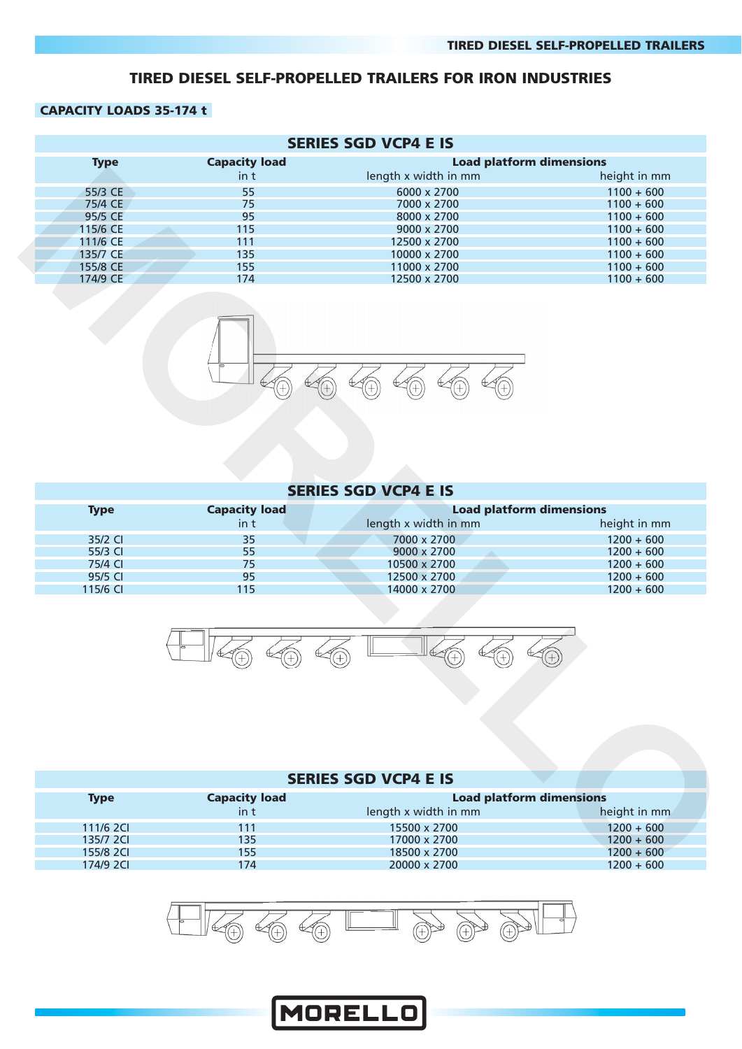# TIRED DIESEL SELF-PROPELLED TRAILERS FOR IRON INDUSTRIES

**CAPACITY LOADS 35-174 t**

## SERIES SGD VCP4 E IS

| Type | Capacity load in t | Load platform dimensions length x width in mm | height in mm |
|---|---|---|---|
| 55/3 CE | 55 | 6000 x 2700 | 1100 + 600 |
| 75/4 CE | 75 | 7000 x 2700 | 1100 + 600 |
| 95/5 CE | 95 | 8000 x 2700 | 1100 + 600 |
| 115/6 CE | 115 | 9000 x 2700 | 1100 + 600 |
| 111/6 CE | 111 | 12500 x 2700 | 1100 + 600 |
| 135/7 CE | 135 | 10000 x 2700 | 1100 + 600 |
| 155/8 CE | 155 | 11000 x 2700 | 1100 + 600 |
| 174/9 CE | 174 | 12500 x 2700 | 1100 + 600 |

## SERIES SGD VCP4 E IS

| Type | Capacity load in t | Load platform dimensions length x width in mm | height in mm |
|---|---|---|---|
| 35/2 CI | 35 | 7000 x 2700 | 1200 + 600 |
| 55/3 CI | 55 | 9000 x 2700 | 1200 + 600 |
| 75/4 CI | 75 | 10500 x 2700 | 1200 + 600 |
| 95/5 CI | 95 | 12500 x 2700 | 1200 + 600 |
| 115/6 CI | 115 | 14000 x 2700 | 1200 + 600 |

## SERIES SGD VCP4 E IS

| Type | Capacity load in t | Load platform dimensions length x width in mm | height in mm |
|---|---|---|---|
| 111/6 2CI | 111 | 15500 x 2700 | 1200 + 600 |
| 135/7 2CI | 135 | 17000 x 2700 | 1200 + 600 |
| 155/8 2CI | 155 | 18500 x 2700 | 1200 + 600 |
| 174/9 2CI | 174 | 20000 x 2700 | 1200 + 600 |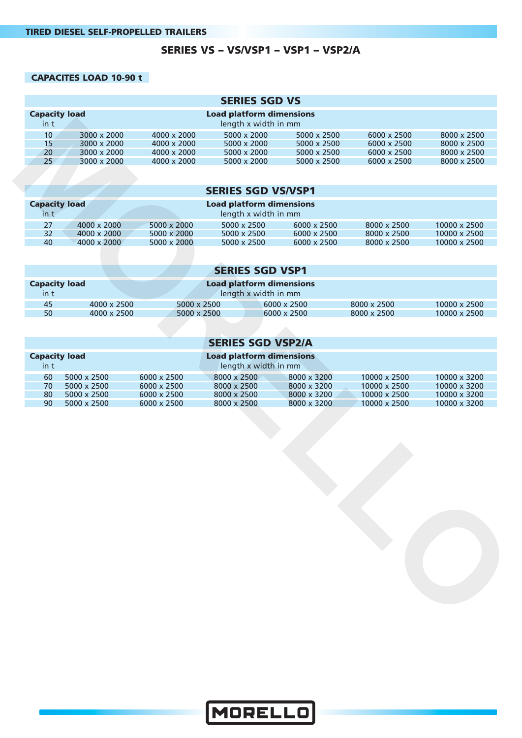## SERIES VS – VS/VSP1 – VSP1 – VSP2/A

**CAPACITES LOAD 10-90 t**

### SERIES SGD VS

| **Capacity load** in t | **Load platform dimensions** length x width in mm | | | | | |
|---|---|---|---|---|---|---|
| 10 | 3000 x 2000 | 4000 x 2000 | 5000 x 2000 | 5000 x 2500 | 6000 x 2500 | 8000 x 2500 |
| 15 | 3000 x 2000 | 4000 x 2000 | 5000 x 2000 | 5000 x 2500 | 6000 x 2500 | 8000 x 2500 |
| 20 | 3000 x 2000 | 4000 x 2000 | 5000 x 2000 | 5000 x 2500 | 6000 x 2500 | 8000 x 2500 |
| 25 | 3000 x 2000 | 4000 x 2000 | 5000 x 2000 | 5000 x 2500 | 6000 x 2500 | 8000 x 2500 |

### SERIES SGD VS/VSP1

| **Capacity load** in t | **Load platform dimensions** length x width in mm | | | | | |
|---|---|---|---|---|---|---|
| 27 | 4000 x 2000 | 5000 x 2000 | 5000 x 2500 | 6000 x 2500 | 8000 x 2500 | 10000 x 2500 |
| 32 | 4000 x 2000 | 5000 x 2000 | 5000 x 2500 | 6000 x 2500 | 8000 x 2500 | 10000 x 2500 |
| 40 | 4000 x 2000 | 5000 x 2000 | 5000 x 2500 | 6000 x 2500 | 8000 x 2500 | 10000 x 2500 |

### SERIES SGD VSP1

| **Capacity load** in t | **Load platform dimensions** length x width in mm | | | | |
|---|---|---|---|---|---|
| 45 | 4000 x 2500 | 5000 x 2500 | 6000 x 2500 | 8000 x 2500 | 10000 x 2500 |
| 50 | 4000 x 2500 | 5000 x 2500 | 6000 x 2500 | 8000 x 2500 | 10000 x 2500 |

### SERIES SGD VSP2/A

| **Capacity load** in t | **Load platform dimensions** length x width in mm | | | | | |
|---|---|---|---|---|---|---|
| 60 | 5000 x 2500 | 6000 x 2500 | 8000 x 2500 | 8000 x 3200 | 10000 x 2500 | 10000 x 3200 |
| 70 | 5000 x 2500 | 6000 x 2500 | 8000 x 2500 | 8000 x 3200 | 10000 x 2500 | 10000 x 3200 |
| 80 | 5000 x 2500 | 6000 x 2500 | 8000 x 2500 | 8000 x 3200 | 10000 x 2500 | 10000 x 3200 |
| 90 | 5000 x 2500 | 6000 x 2500 | 8000 x 2500 | 8000 x 3200 | 10000 x 2500 | 10000 x 3200 |